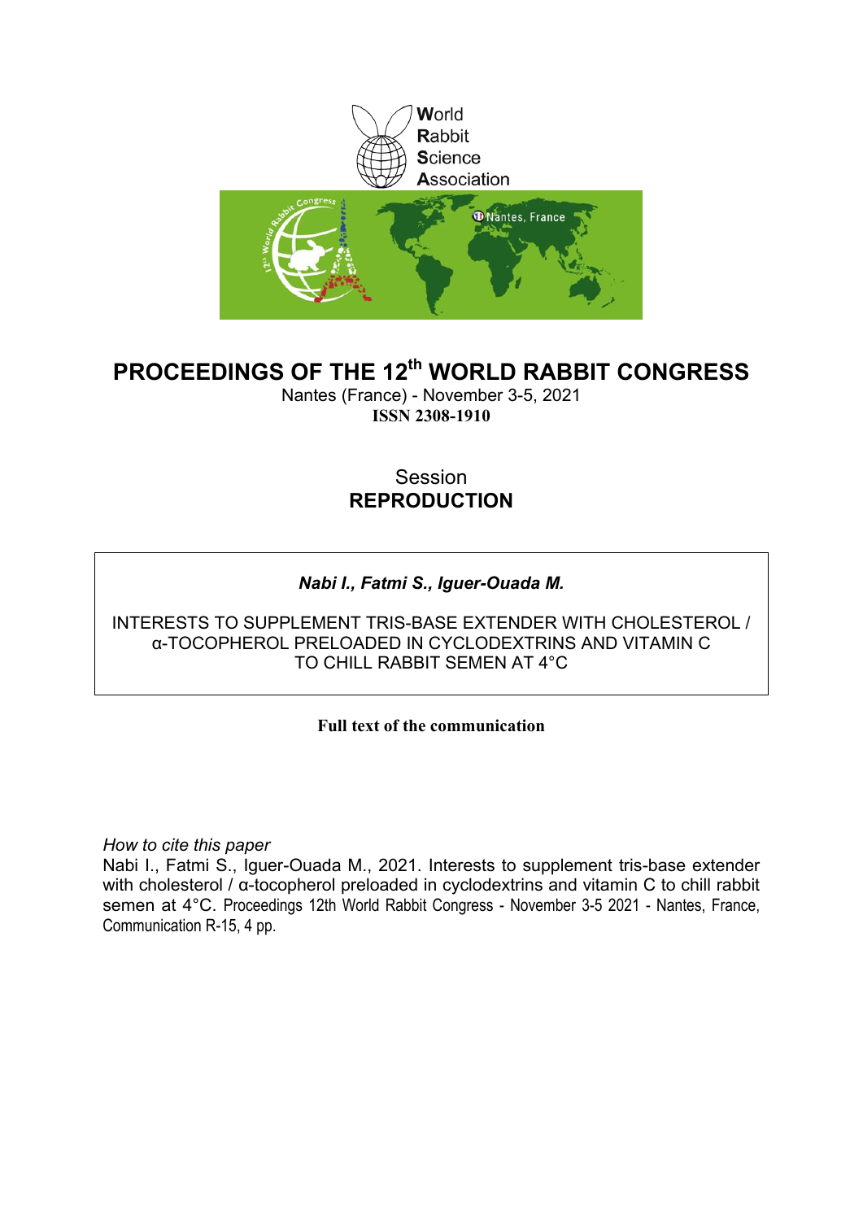World
Rabbit
Science
Association

# PROCEEDINGS OF THE 12th WORLD RABBIT CONGRESS

Nantes (France) - November 3-5, 2021

**ISSN 2308-1910**

Session

**REPRODUCTION**

***Nabi I., Fatmi S., Iguer-Ouada M.***

INTERESTS TO SUPPLEMENT TRIS-BASE EXTENDER WITH CHOLESTEROL / α-TOCOPHEROL PRELOADED IN CYCLODEXTRINS AND VITAMIN C TO CHILL RABBIT SEMEN AT 4°C

**Full text of the communication**

*How to cite this paper*

Nabi I., Fatmi S., Iguer-Ouada M., 2021. Interests to supplement tris-base extender with cholesterol / α-tocopherol preloaded in cyclodextrins and vitamin C to chill rabbit semen at 4°C. Proceedings 12th World Rabbit Congress - November 3-5 2021 - Nantes, France, Communication R-15, 4 pp.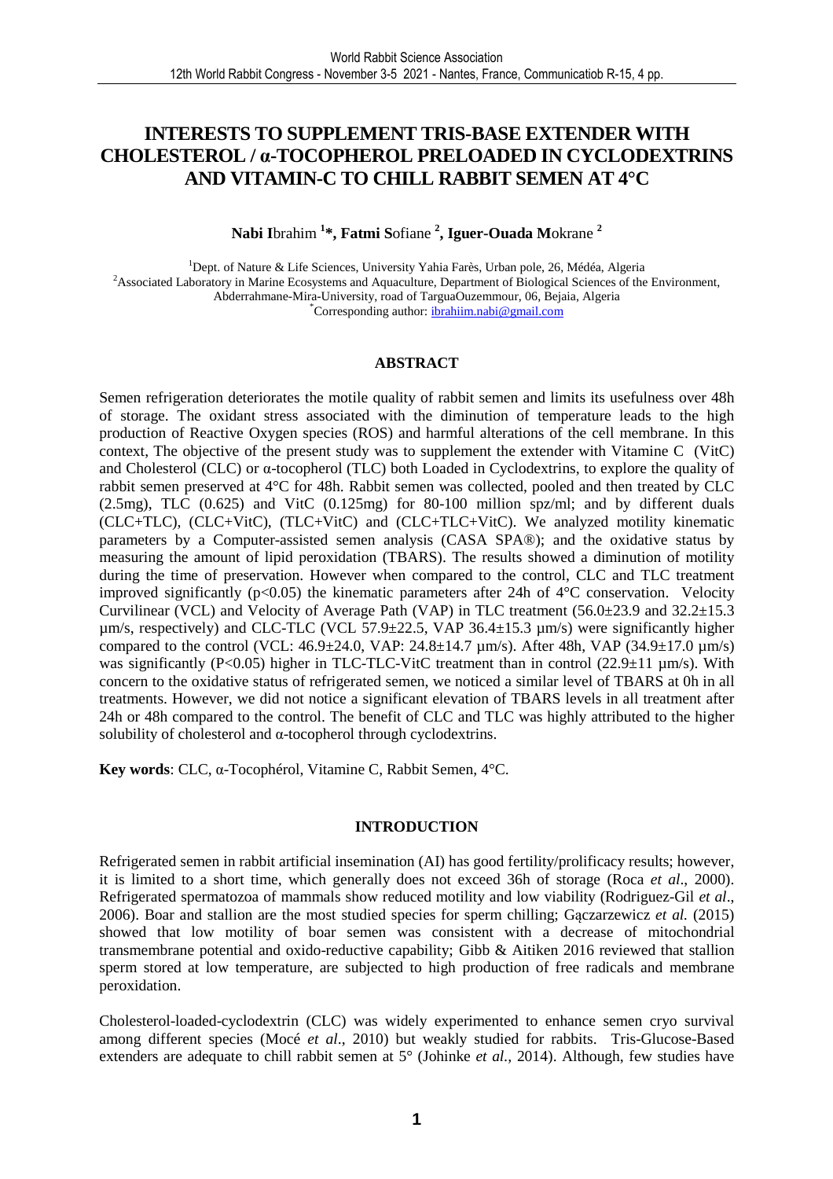# INTERESTS TO SUPPLEMENT TRIS-BASE EXTENDER WITH CHOLESTEROL / α-TOCOPHEROL PRELOADED IN CYCLODEXTRINS AND VITAMIN-C TO CHILL RABBIT SEMEN AT 4°C

**Nabi I**brahim [1]\*, **Fatmi S**ofiane [2], **Iguer-Ouada M**okrane [2]

[1]Dept. of Nature & Life Sciences, University Yahia Farès, Urban pole, 26, Médéa, Algeria
[2]Associated Laboratory in Marine Ecosystems and Aquaculture, Department of Biological Sciences of the Environment, Abderrahmane-Mira-University, road of TarguaOuzemmour, 06, Bejaia, Algeria
\*Corresponding author: ibrahiim.nabi@gmail.com

## ABSTRACT

Semen refrigeration deteriorates the motile quality of rabbit semen and limits its usefulness over 48h of storage. The oxidant stress associated with the diminution of temperature leads to the high production of Reactive Oxygen species (ROS) and harmful alterations of the cell membrane. In this context, The objective of the present study was to supplement the extender with Vitamine C (VitC) and Cholesterol (CLC) or α-tocopherol (TLC) both Loaded in Cyclodextrins, to explore the quality of rabbit semen preserved at 4°C for 48h. Rabbit semen was collected, pooled and then treated by CLC (2.5mg), TLC (0.625) and VitC (0.125mg) for 80-100 million spz/ml; and by different duals (CLC+TLC), (CLC+VitC), (TLC+VitC) and (CLC+TLC+VitC). We analyzed motility kinematic parameters by a Computer-assisted semen analysis (CASA SPA®); and the oxidative status by measuring the amount of lipid peroxidation (TBARS). The results showed a diminution of motility during the time of preservation. However when compared to the control, CLC and TLC treatment improved significantly ($p<0.05$) the kinematic parameters after 24h of 4°C conservation. Velocity Curvilinear (VCL) and Velocity of Average Path (VAP) in TLC treatment (56.0±23.9 and 32.2±15.3 µm/s, respectively) and CLC-TLC (VCL 57.9±22.5, VAP 36.4±15.3 µm/s) were significantly higher compared to the control (VCL: 46.9±24.0, VAP: 24.8±14.7 µm/s). After 48h, VAP (34.9±17.0 µm/s) was significantly ($P<0.05$) higher in TLC-TLC-VitC treatment than in control (22.9±11 µm/s). With concern to the oxidative status of refrigerated semen, we noticed a similar level of TBARS at 0h in all treatments. However, we did not notice a significant elevation of TBARS levels in all treatment after 24h or 48h compared to the control. The benefit of CLC and TLC was highly attributed to the higher solubility of cholesterol and α-tocopherol through cyclodextrins.

**Key words**: CLC, α-Tocophérol, Vitamine C, Rabbit Semen, 4°C.

## INTRODUCTION

Refrigerated semen in rabbit artificial insemination (AI) has good fertility/prolificacy results; however, it is limited to a short time, which generally does not exceed 36h of storage (Roca *et al*., 2000). Refrigerated spermatozoa of mammals show reduced motility and low viability (Rodriguez-Gil *et al*., 2006). Boar and stallion are the most studied species for sperm chilling; Gączarzewicz *et al.* (2015) showed that low motility of boar semen was consistent with a decrease of mitochondrial transmembrane potential and oxido-reductive capability; Gibb & Aitiken 2016 reviewed that stallion sperm stored at low temperature, are subjected to high production of free radicals and membrane peroxidation.

Cholesterol-loaded-cyclodextrin (CLC) was widely experimented to enhance semen cryo survival among different species (Mocé *et al*., 2010) but weakly studied for rabbits. Tris-Glucose-Based extenders are adequate to chill rabbit semen at 5° (Johinke *et al.,* 2014). Although, few studies have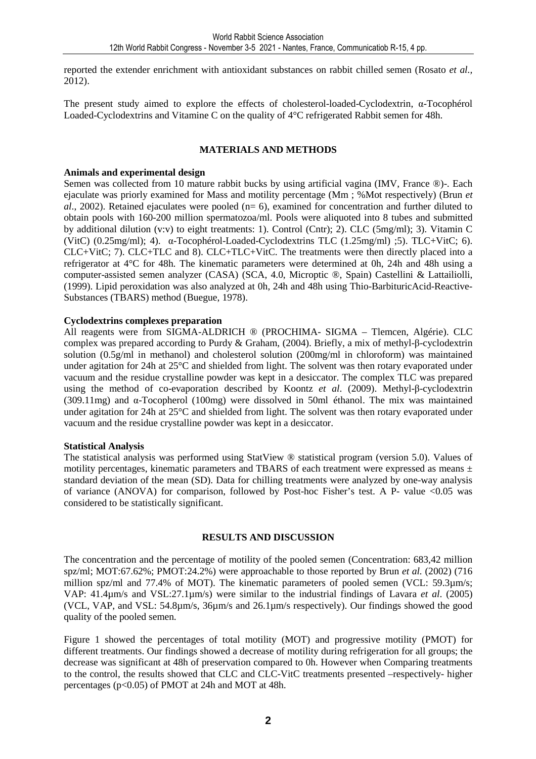reported the extender enrichment with antioxidant substances on rabbit chilled semen (Rosato *et al.*, 2012).

The present study aimed to explore the effects of cholesterol-loaded-Cyclodextrin, α-Tocophérol Loaded-Cyclodextrins and Vitamine C on the quality of 4°C refrigerated Rabbit semen for 48h.

## MATERIALS AND METHODS

### Animals and experimental design

Semen was collected from 10 mature rabbit bucks by using artificial vagina (IMV, France ®)-. Each ejaculate was priorly examined for Mass and motility percentage (Mm ; %Mot respectively) (Brun *et al*., 2002). Retained ejaculates were pooled (n= 6), examined for concentration and further diluted to obtain pools with 160-200 million spermatozoa/ml. Pools were aliquoted into 8 tubes and submitted by additional dilution (v:v) to eight treatments: 1). Control (Cntr); 2). CLC (5mg/ml); 3). Vitamin C (VitC) (0.25mg/ml); 4). α-Tocophérol-Loaded-Cyclodextrins TLC (1.25mg/ml) ;5). TLC+VitC; 6). CLC+VitC; 7). CLC+TLC and 8). CLC+TLC+VitC. The treatments were then directly placed into a refrigerator at 4°C for 48h. The kinematic parameters were determined at 0h, 24h and 48h using a computer-assisted semen analyzer (CASA) (SCA, 4.0, Microptic ®, Spain) Castellini & Lattaiolli, (1999). Lipid peroxidation was also analyzed at 0h, 24h and 48h using Thio-BarbituricAcid-Reactive-Substances (TBARS) method (Buegue, 1978).

### Cyclodextrins complexes preparation

All reagents were from SIGMA-ALDRICH ® (PROCHIMA- SIGMA – Tlemcen, Algérie). CLC complex was prepared according to Purdy & Graham, (2004). Briefly, a mix of methyl-β-cyclodextrin solution (0.5g/ml in methanol) and cholesterol solution (200mg/ml in chloroform) was maintained under agitation for 24h at 25°C and shielded from light. The solvent was then rotary evaporated under vacuum and the residue crystalline powder was kept in a desiccator. The complex TLC was prepared using the method of co-evaporation described by Koontz *et al*. (2009). Methyl-β-cyclodextrin (309.11mg) and α-Tocopherol (100mg) were dissolved in 50ml éthanol. The mix was maintained under agitation for 24h at 25°C and shielded from light. The solvent was then rotary evaporated under vacuum and the residue crystalline powder was kept in a desiccator.

### Statistical Analysis

The statistical analysis was performed using StatView ® statistical program (version 5.0). Values of motility percentages, kinematic parameters and TBARS of each treatment were expressed as means ± standard deviation of the mean (SD). Data for chilling treatments were analyzed by one-way analysis of variance (ANOVA) for comparison, followed by Post-hoc Fisher's test. A P- value <0.05 was considered to be statistically significant.

## RESULTS AND DISCUSSION

The concentration and the percentage of motility of the pooled semen (Concentration: 683,42 million spz/ml; MOT:67.62%; PMOT:24.2%) were approachable to those reported by Brun *et al.* (2002) (716 million spz/ml and 77.4% of MOT). The kinematic parameters of pooled semen (VCL: 59.3µm/s; VAP: 41.4µm/s and VSL:27.1µm/s) were similar to the industrial findings of Lavara *et al*. (2005) (VCL, VAP, and VSL: 54.8µm/s, 36µm/s and 26.1µm/s respectively). Our findings showed the good quality of the pooled semen.

Figure 1 showed the percentages of total motility (MOT) and progressive motility (PMOT) for different treatments. Our findings showed a decrease of motility during refrigeration for all groups; the decrease was significant at 48h of preservation compared to 0h. However when Comparing treatments to the control, the results showed that CLC and CLC-VitC treatments presented –respectively- higher percentages ($p<0.05$) of PMOT at 24h and MOT at 48h.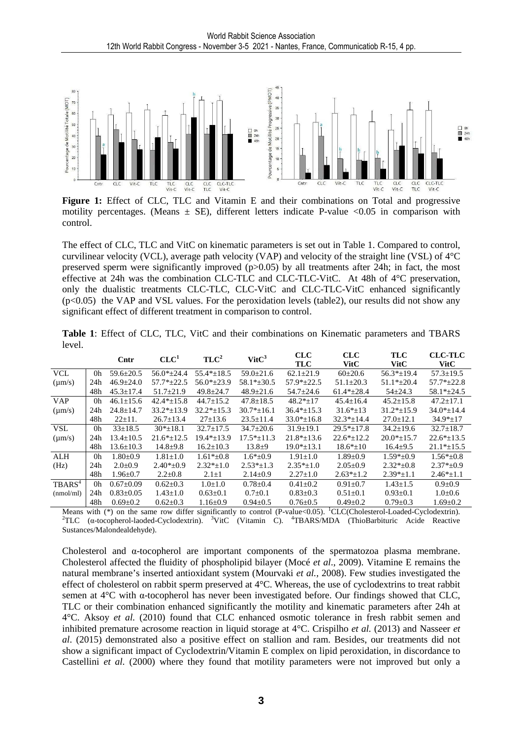**Figure 1:** Effect of CLC, TLC and Vitamin E and their combinations on Total and progressive motility percentages. (Means ± SE), different letters indicate P-value <0.05 in comparison with control.

The effect of CLC, TLC and VitC on kinematic parameters is set out in Table 1. Compared to control, curvilinear velocity (VCL), average path velocity (VAP) and velocity of the straight line (VSL) of 4°C preserved sperm were significantly improved (p>0.05) by all treatments after 24h; in fact, the most effective at 24h was the combination CLC-TLC and CLC-TLC-VitC. At 48h of 4°C preservation, only the dualistic treatments CLC-TLC, CLC-VitC and CLC-TLC-VitC enhanced significantly (p<0.05) the VAP and VSL values. For the peroxidation levels (table2), our results did not show any significant effect of different treatment in comparison to control.

**Table 1**: Effect of CLC, TLC, VitC and their combinations on Kinematic parameters and TBARS level.

| | | Cntr | CLC[1] | TLC[2] | VitC[3] | CLC TLC | CLC VitC | TLC VitC | CLC-TLC VitC |
|---|---|---|---|---|---|---|---|---|---|
| VCL | 0h | 59.6±20.5 | 56.0*±24.4 | 55.4*±18.5 | 59.0±21.6 | 62.1±21.9 | 60±20.6 | 56.3*±19.4 | 57.3±19.5 |
| (µm/s) | 24h | 46.9±24.0 | 57.7*±22.5 | 56.0*±23.9 | 58.1*±30.5 | 57.9*±22.5 | 51.1±20.3 | 51.1*±20.4 | 57.7*±22.8 |
| | 48h | 45.3±17.4 | 51.7±21.9 | 49.8±24.7 | 48.9±21.6 | 54.7±24.6 | 61.4*±28.4 | 54±24.3 | 58.1*±24.5 |
| VAP | 0h | 46.1±15.6 | 42.4*±15.8 | 44.7±15.2 | 47.8±18.5 | 48.2*±17 | 45.4±16.4 | 45.2±15.8 | 47.2±17.1 |
| (µm/s) | 24h | 24.8±14.7 | 33.2*±13.9 | 32.2*±15.3 | 30.7*±16.1 | 36.4*±15.3 | 31.6*±13 | 31.2*±15.9 | 34.0*±14.4 |
| | 48h | 22±11. | 26.7±13.4 | 27±13.6 | 23.5±11.4 | 33.0*±16.8 | 32.3*±14.4 | 27.0±12.1 | 34.9*±17 |
| VSL | 0h | 33±18.5 | 30*±18.1 | 32.7±17.5 | 34.7±20.6 | 31.9±19.1 | 29.5*±17.8 | 34.2±19.6 | 32.7±18.7 |
| (µm/s) | 24h | 13.4±10.5 | 21.6*±12.5 | 19.4*±13.9 | 17.5*±11.3 | 21.8*±13.6 | 22.6*±12.2 | 20.0*±15.7 | 22.6*±13.5 |
| | 48h | 13.6±10.3 | 14.8±9.8 | 16.2±10.3 | 13.8±9 | 19.0*±13.1 | 18.6*±10 | 16.4±9.5 | 21.1*±15.5 |
| ALH | 0h | 1.80±0.9 | 1.81±1.0 | 1.61*±0.8 | 1.6*±0.9 | 1.91±1.0 | 1.89±0.9 | 1.59*±0.9 | 1.56*±0.8 |
| (Hz) | 24h | 2.0±0.9 | 2.40*±0.9 | 2.32*±1.0 | 2.53*±1.3 | 2.35*±1.0 | 2.05±0.9 | 2.32*±0.8 | 2.37*±0.9 |
| | 48h | 1.96±0.7 | 2.2±0.8 | 2.1±1 | 2.14±0.9 | 2.27±1.0 | 2.63*±1.2 | 2.39*±1.1 | 2.46*±1.1 |
| TBARS[4] | 0h | 0.67±0.09 | 0.62±0.3 | 1.0±1.0 | 0.78±0.4 | 0.41±0.2 | 0.91±0.7 | 1.43±1.5 | 0.9±0.9 |
| (nmol/ml) | 24h | 0.83±0.05 | 1.43±1.0 | 0.63±0.1 | 0.7±0.1 | 0.83±0.3 | 0.51±0.1 | 0.93±0.1 | 1.0±0.6 |
| | 48h | 0.69±0.2 | 0.62±0.3 | 1.16±0.9 | 0.94±0.5 | 0.76±0.5 | 0.49±0.2 | 0.79±0.3 | 1.69±0.2 |

Means with (*) on the same row differ significantly to control (P-value<0.05). [1]CLC(Cholesterol-Loaded-Cyclodextrin). [2]TLC (α-tocopherol-laoded-Cyclodextrin). [3]VitC (Vitamin C). [4]TBARS/MDA (ThioBarbituric Acide Reactive Sustances/Malondealdehyde).

Cholesterol and α-tocopherol are important components of the spermatozoa plasma membrane. Cholesterol affected the fluidity of phospholipid bilayer (Mocé *et al*., 2009). Vitamine E remains the natural membrane's inserted antioxidant system (Mourvaki *et al.,* 2008). Few studies investigated the effect of cholesterol on rabbit sperm preserved at 4°C. Whereas, the use of cyclodextrins to treat rabbit semen at 4°C with α-tocopherol has never been investigated before. Our findings showed that CLC, TLC or their combination enhanced significantly the motility and kinematic parameters after 24h at 4°C. Aksoy *et al.* (2010) found that CLC enhanced osmotic tolerance in fresh rabbit semen and inhibited premature acrosome reaction in liquid storage at 4°C. Crispilho *et al.* (2013) and Nasseer *et al*. (2015) demonstrated also a positive effect on stallion and ram. Besides, our treatments did not show a significant impact of Cyclodextrin/Vitamin E complex on lipid peroxidation, in discordance to Castellini *et al.* (2000) where they found that motility parameters were not improved but only a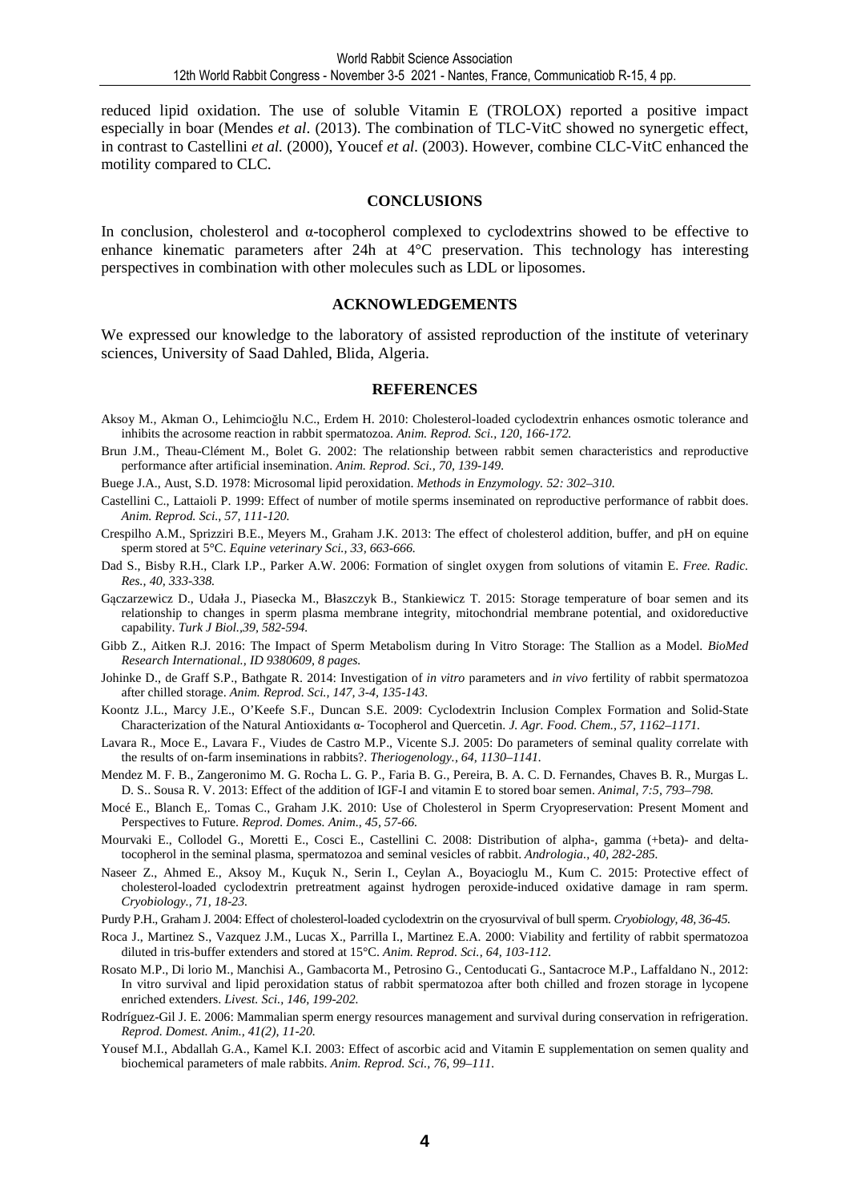reduced lipid oxidation. The use of soluble Vitamin E (TROLOX) reported a positive impact especially in boar (Mendes *et al*. (2013). The combination of TLC-VitC showed no synergetic effect, in contrast to Castellini *et al.* (2000), Youcef *et al.* (2003). However, combine CLC-VitC enhanced the motility compared to CLC.

## CONCLUSIONS

In conclusion, cholesterol and α-tocopherol complexed to cyclodextrins showed to be effective to enhance kinematic parameters after 24h at 4°C preservation. This technology has interesting perspectives in combination with other molecules such as LDL or liposomes.

## ACKNOWLEDGEMENTS

We expressed our knowledge to the laboratory of assisted reproduction of the institute of veterinary sciences, University of Saad Dahled, Blida, Algeria.

## REFERENCES

Aksoy M., Akman O., Lehimcioğlu N.C., Erdem H. 2010: Cholesterol-loaded cyclodextrin enhances osmotic tolerance and inhibits the acrosome reaction in rabbit spermatozoa. *Anim. Reprod. Sci., 120, 166-172.*

Brun J.M., Theau-Clément M., Bolet G. 2002: The relationship between rabbit semen characteristics and reproductive performance after artificial insemination. *Anim. Reprod. Sci., 70, 139-149.*

Buege J.A., Aust, S.D. 1978: Microsomal lipid peroxidation. *Methods in Enzymology. 52: 302–310.*

Castellini C., Lattaioli P. 1999: Effect of number of motile sperms inseminated on reproductive performance of rabbit does. *Anim. Reprod. Sci., 57, 111-120.*

Crespilho A.M., Sprizziri B.E., Meyers M., Graham J.K. 2013: The effect of cholesterol addition, buffer, and pH on equine sperm stored at 5°C. *Equine veterinary Sci., 33, 663-666.*

Dad S., Bisby R.H., Clark I.P., Parker A.W. 2006: Formation of singlet oxygen from solutions of vitamin E. *Free. Radic. Res., 40, 333-338.*

Gączarzewicz D., Udała J., Piasecka M., Błaszczyk B., Stankiewicz T. 2015: Storage temperature of boar semen and its relationship to changes in sperm plasma membrane integrity, mitochondrial membrane potential, and oxidoreductive capability. *Turk J Biol.,39, 582-594.*

Gibb Z., Aitken R.J. 2016: The Impact of Sperm Metabolism during In Vitro Storage: The Stallion as a Model. *BioMed Research International., ID 9380609, 8 pages.*

Johinke D., de Graff S.P., Bathgate R. 2014: Investigation of *in vitro* parameters and *in vivo* fertility of rabbit spermatozoa after chilled storage. *Anim. Reprod. Sci., 147, 3-4, 135-143.*

Koontz J.L., Marcy J.E., O'Keefe S.F., Duncan S.E. 2009: Cyclodextrin Inclusion Complex Formation and Solid-State Characterization of the Natural Antioxidants α- Tocopherol and Quercetin. *J. Agr. Food. Chem., 57, 1162–1171.*

Lavara R., Moce E., Lavara F., Viudes de Castro M.P., Vicente S.J. 2005: Do parameters of seminal quality correlate with the results of on-farm inseminations in rabbits?. *Theriogenology., 64, 1130–1141.*

Mendez M. F. B., Zangeronimo M. G. Rocha L. G. P., Faria B. G., Pereira, B. A. C. D. Fernandes, Chaves B. R., Murgas L. D. S.. Sousa R. V. 2013: Effect of the addition of IGF-I and vitamin E to stored boar semen. *Animal, 7:5, 793–798.*

Mocé E., Blanch E,. Tomas C., Graham J.K. 2010: Use of Cholesterol in Sperm Cryopreservation: Present Moment and Perspectives to Future. *Reprod. Domes. Anim., 45, 57-66.*

Mourvaki E., Collodel G., Moretti E., Cosci E., Castellini C. 2008: Distribution of alpha-, gamma (+beta)- and delta-tocopherol in the seminal plasma, spermatozoa and seminal vesicles of rabbit. *Andrologia., 40, 282-285.*

Naseer Z., Ahmed E., Aksoy M., Kuçuk N., Serin I., Ceylan A., Boyacioglu M., Kum C. 2015: Protective effect of cholesterol-loaded cyclodextrin pretreatment against hydrogen peroxide-induced oxidative damage in ram sperm. *Cryobiology., 71, 18-23.*

Purdy P.H., Graham J. 2004: Effect of cholesterol-loaded cyclodextrin on the cryosurvival of bull sperm. *Cryobiology, 48, 36-45.*

Roca J., Martinez S., Vazquez J.M., Lucas X., Parrilla I., Martinez E.A. 2000: Viability and fertility of rabbit spermatozoa diluted in tris-buffer extenders and stored at 15°C. *Anim. Reprod. Sci., 64, 103-112.*

Rosato M.P., Di lorio M., Manchisi A., Gambacorta M., Petrosino G., Centoducati G., Santacroce M.P., Laffaldano N., 2012: In vitro survival and lipid peroxidation status of rabbit spermatozoa after both chilled and frozen storage in lycopene enriched extenders. *Livest. Sci., 146, 199-202.*

Rodríguez-Gil J. E. 2006: Mammalian sperm energy resources management and survival during conservation in refrigeration. *Reprod. Domest. Anim., 41(2), 11-20.*

Yousef M.I., Abdallah G.A., Kamel K.I. 2003: Effect of ascorbic acid and Vitamin E supplementation on semen quality and biochemical parameters of male rabbits. *Anim. Reprod. Sci., 76, 99–111.*